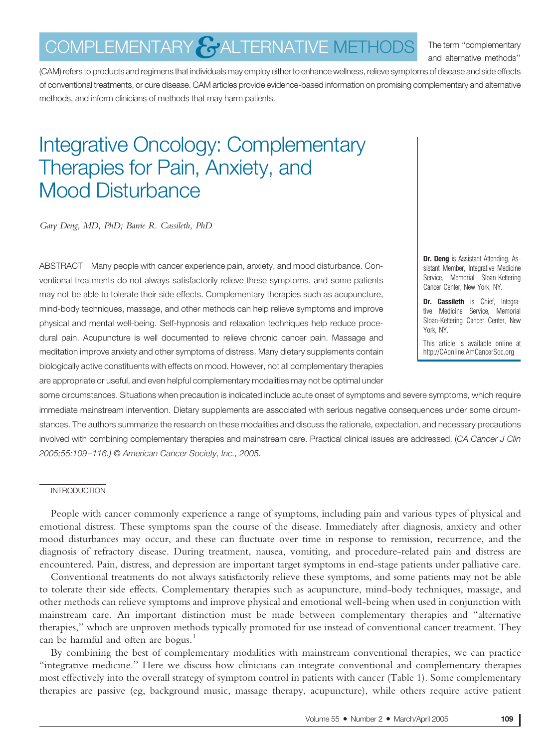# COMPLEMENTARY & ALTERNATIVE METHODS

The term "complementary and alternative methods" (CAM) refers to products and regimens that individuals may employ either to enhance wellness, relieve symptoms of disease and side effects of conventional treatments, or cure disease. CAM articles provide evidence-based information on promising complementary and alternative methods, and inform clinicians of methods that may harm patients.

# Integrative Oncology: Complementary Therapies for Pain, Anxiety, and Mood Disturbance

*Gary Deng, MD, PhD; Barrie R. Cassileth, PhD*

**Dr. Deng** is Assistant Attending, Assistant Member, Integrative Medicine Service, Memorial Sloan-Kettering Cancer Center, New York, NY.

**Dr. Cassileth** is Chief, Integrative Medicine Service, Memorial Sloan-Kettering Cancer Center, New York, NY.

This article is available online at http://CAonline.AmCancerSoc.org

ABSTRACT Many people with cancer experience pain, anxiety, and mood disturbance. Conventional treatments do not always satisfactorily relieve these symptoms, and some patients may not be able to tolerate their side effects. Complementary therapies such as acupuncture, mind-body techniques, massage, and other methods can help relieve symptoms and improve physical and mental well-being. Self-hypnosis and relaxation techniques help reduce procedural pain. Acupuncture is well documented to relieve chronic cancer pain. Massage and meditation improve anxiety and other symptoms of distress. Many dietary supplements contain biologically active constituents with effects on mood. However, not all complementary therapies are appropriate or useful, and even helpful complementary modalities may not be optimal under some circumstances. Situations when precaution is indicated include acute onset of symptoms and severe symptoms, which require immediate mainstream intervention. Dietary supplements are associated with serious negative consequences under some circumstances. The authors summarize the research on these modalities and discuss the rationale, expectation, and necessary precautions involved with combining complementary therapies and mainstream care. Practical clinical issues are addressed. (*CA Cancer J Clin 2005;55:109–116.) © American Cancer Society, Inc., 2005.*

## INTRODUCTION

People with cancer commonly experience a range of symptoms, including pain and various types of physical and emotional distress. These symptoms span the course of the disease. Immediately after diagnosis, anxiety and other mood disturbances may occur, and these can fluctuate over time in response to remission, recurrence, and the diagnosis of refractory disease. During treatment, nausea, vomiting, and procedure-related pain and distress are encountered. Pain, distress, and depression are important target symptoms in end-stage patients under palliative care.

Conventional treatments do not always satisfactorily relieve these symptoms, and some patients may not be able to tolerate their side effects. Complementary therapies such as acupuncture, mind-body techniques, massage, and other methods can relieve symptoms and improve physical and emotional well-being when used in conjunction with mainstream care. An important distinction must be made between complementary therapies and "alternative therapies," which are unproven methods typically promoted for use instead of conventional cancer treatment. They can be harmful and often are bogus.[1]

By combining the best of complementary modalities with mainstream conventional therapies, we can practice "integrative medicine." Here we discuss how clinicians can integrate conventional and complementary therapies most effectively into the overall strategy of symptom control in patients with cancer (Table 1). Some complementary therapies are passive (eg, background music, massage therapy, acupuncture), while others require active patient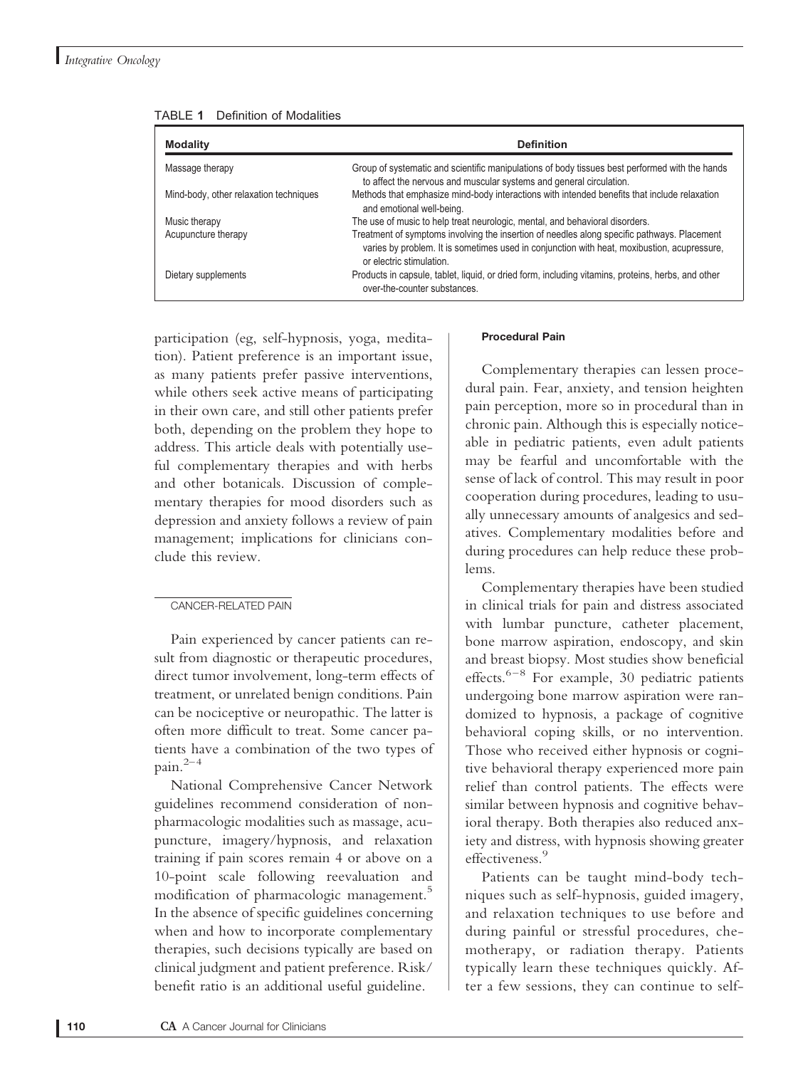TABLE 1 Definition of Modalities

| Modality | Definition |
|---|---|
| Massage therapy | Group of systematic and scientific manipulations of body tissues best performed with the hands to affect the nervous and muscular systems and general circulation. |
| Mind-body, other relaxation techniques | Methods that emphasize mind-body interactions with intended benefits that include relaxation and emotional well-being. |
| Music therapy | The use of music to help treat neurologic, mental, and behavioral disorders. |
| Acupuncture therapy | Treatment of symptoms involving the insertion of needles along specific pathways. Placement varies by problem. It is sometimes used in conjunction with heat, moxibustion, acupressure, or electric stimulation. |
| Dietary supplements | Products in capsule, tablet, liquid, or dried form, including vitamins, proteins, herbs, and other over-the-counter substances. |

participation (eg, self-hypnosis, yoga, meditation). Patient preference is an important issue, as many patients prefer passive interventions, while others seek active means of participating in their own care, and still other patients prefer both, depending on the problem they hope to address. This article deals with potentially useful complementary therapies and with herbs and other botanicals. Discussion of complementary therapies for mood disorders such as depression and anxiety follows a review of pain management; implications for clinicians conclude this review.

## CANCER-RELATED PAIN

Pain experienced by cancer patients can result from diagnostic or therapeutic procedures, direct tumor involvement, long-term effects of treatment, or unrelated benign conditions. Pain can be nociceptive or neuropathic. The latter is often more difficult to treat. Some cancer patients have a combination of the two types of pain.[2–4]

National Comprehensive Cancer Network guidelines recommend consideration of nonpharmacologic modalities such as massage, acupuncture, imagery/hypnosis, and relaxation training if pain scores remain 4 or above on a 10-point scale following reevaluation and modification of pharmacologic management.[5] In the absence of specific guidelines concerning when and how to incorporate complementary therapies, such decisions typically are based on clinical judgment and patient preference. Risk/benefit ratio is an additional useful guideline.

### Procedural Pain

Complementary therapies can lessen procedural pain. Fear, anxiety, and tension heighten pain perception, more so in procedural than in chronic pain. Although this is especially noticeable in pediatric patients, even adult patients may be fearful and uncomfortable with the sense of lack of control. This may result in poor cooperation during procedures, leading to usually unnecessary amounts of analgesics and sedatives. Complementary modalities before and during procedures can help reduce these problems.

Complementary therapies have been studied in clinical trials for pain and distress associated with lumbar puncture, catheter placement, bone marrow aspiration, endoscopy, and skin and breast biopsy. Most studies show beneficial effects.[6–8] For example, 30 pediatric patients undergoing bone marrow aspiration were randomized to hypnosis, a package of cognitive behavioral coping skills, or no intervention. Those who received either hypnosis or cognitive behavioral therapy experienced more pain relief than control patients. The effects were similar between hypnosis and cognitive behavioral therapy. Both therapies also reduced anxiety and distress, with hypnosis showing greater effectiveness.[9]

Patients can be taught mind-body techniques such as self-hypnosis, guided imagery, and relaxation techniques to use before and during painful or stressful procedures, chemotherapy, or radiation therapy. Patients typically learn these techniques quickly. After a few sessions, they can continue to self-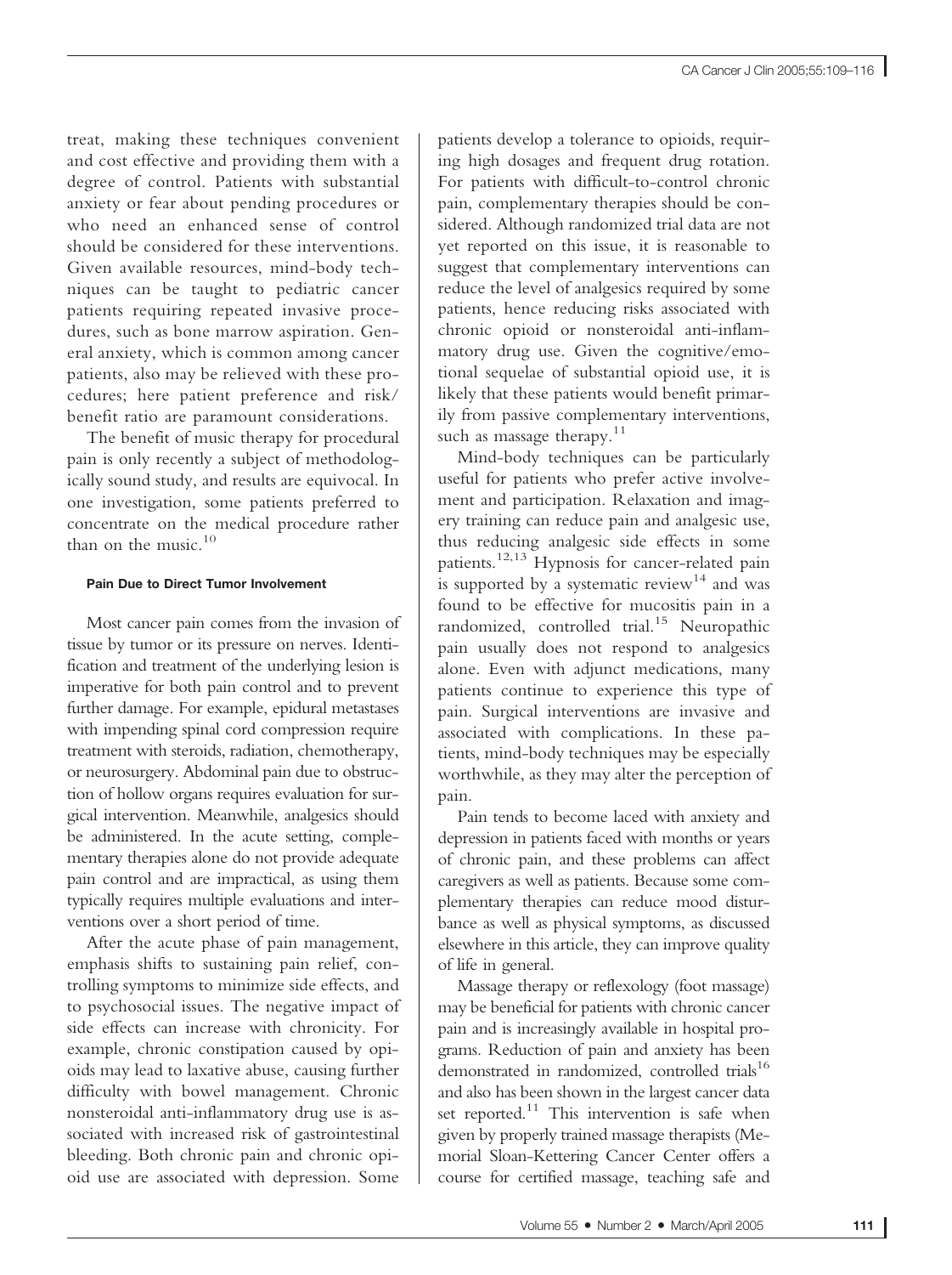treat, making these techniques convenient and cost effective and providing them with a degree of control. Patients with substantial anxiety or fear about pending procedures or who need an enhanced sense of control should be considered for these interventions. Given available resources, mind-body techniques can be taught to pediatric cancer patients requiring repeated invasive procedures, such as bone marrow aspiration. General anxiety, which is common among cancer patients, also may be relieved with these procedures; here patient preference and risk/benefit ratio are paramount considerations.

The benefit of music therapy for procedural pain is only recently a subject of methodologically sound study, and results are equivocal. In one investigation, some patients preferred to concentrate on the medical procedure rather than on the music.[10]

#### Pain Due to Direct Tumor Involvement

Most cancer pain comes from the invasion of tissue by tumor or its pressure on nerves. Identification and treatment of the underlying lesion is imperative for both pain control and to prevent further damage. For example, epidural metastases with impending spinal cord compression require treatment with steroids, radiation, chemotherapy, or neurosurgery. Abdominal pain due to obstruction of hollow organs requires evaluation for surgical intervention. Meanwhile, analgesics should be administered. In the acute setting, complementary therapies alone do not provide adequate pain control and are impractical, as using them typically requires multiple evaluations and interventions over a short period of time.

After the acute phase of pain management, emphasis shifts to sustaining pain relief, controlling symptoms to minimize side effects, and to psychosocial issues. The negative impact of side effects can increase with chronicity. For example, chronic constipation caused by opioids may lead to laxative abuse, causing further difficulty with bowel management. Chronic nonsteroidal anti-inflammatory drug use is associated with increased risk of gastrointestinal bleeding. Both chronic pain and chronic opioid use are associated with depression. Some patients develop a tolerance to opioids, requiring high dosages and frequent drug rotation. For patients with difficult-to-control chronic pain, complementary therapies should be considered. Although randomized trial data are not yet reported on this issue, it is reasonable to suggest that complementary interventions can reduce the level of analgesics required by some patients, hence reducing risks associated with chronic opioid or nonsteroidal anti-inflammatory drug use. Given the cognitive/emotional sequelae of substantial opioid use, it is likely that these patients would benefit primarily from passive complementary interventions, such as massage therapy.[11]

Mind-body techniques can be particularly useful for patients who prefer active involvement and participation. Relaxation and imagery training can reduce pain and analgesic use, thus reducing analgesic side effects in some patients.[12,13] Hypnosis for cancer-related pain is supported by a systematic review[14] and was found to be effective for mucositis pain in a randomized, controlled trial.[15] Neuropathic pain usually does not respond to analgesics alone. Even with adjunct medications, many patients continue to experience this type of pain. Surgical interventions are invasive and associated with complications. In these patients, mind-body techniques may be especially worthwhile, as they may alter the perception of pain.

Pain tends to become laced with anxiety and depression in patients faced with months or years of chronic pain, and these problems can affect caregivers as well as patients. Because some complementary therapies can reduce mood disturbance as well as physical symptoms, as discussed elsewhere in this article, they can improve quality of life in general.

Massage therapy or reflexology (foot massage) may be beneficial for patients with chronic cancer pain and is increasingly available in hospital programs. Reduction of pain and anxiety has been demonstrated in randomized, controlled trials[16] and also has been shown in the largest cancer data set reported.[11] This intervention is safe when given by properly trained massage therapists (Memorial Sloan-Kettering Cancer Center offers a course for certified massage, teaching safe and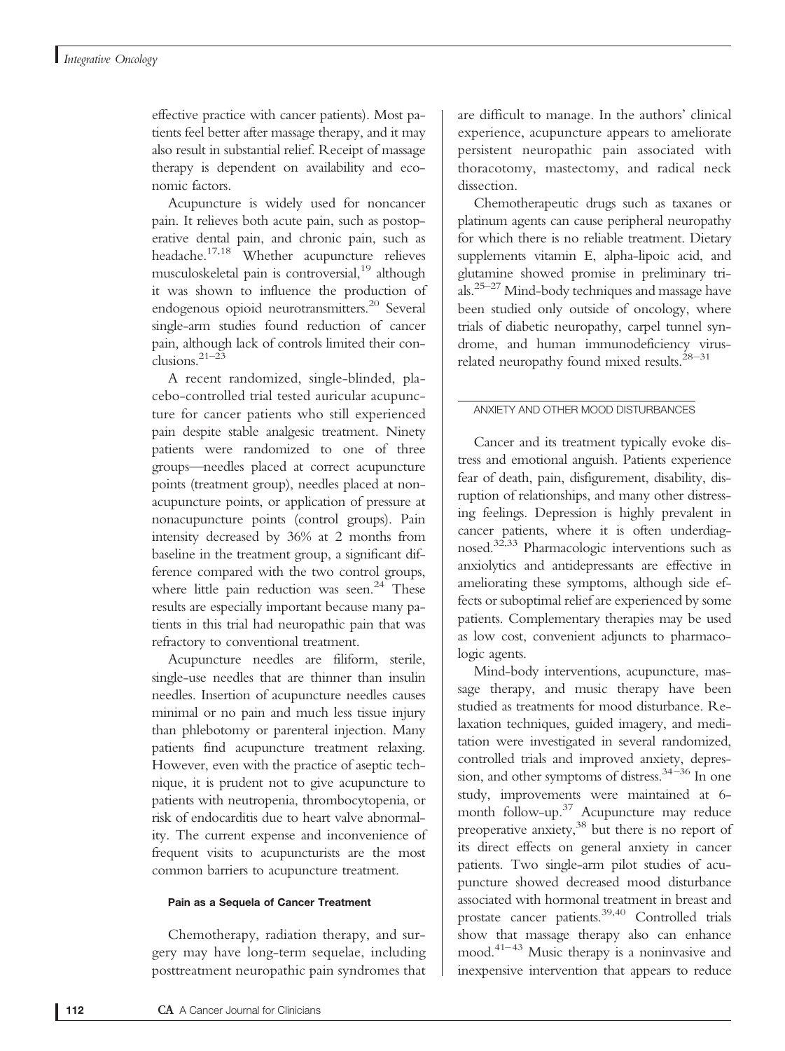effective practice with cancer patients). Most patients feel better after massage therapy, and it may also result in substantial relief. Receipt of massage therapy is dependent on availability and economic factors.

Acupuncture is widely used for noncancer pain. It relieves both acute pain, such as postoperative dental pain, and chronic pain, such as headache.[17,18] Whether acupuncture relieves musculoskeletal pain is controversial,[19] although it was shown to influence the production of endogenous opioid neurotransmitters.[20] Several single-arm studies found reduction of cancer pain, although lack of controls limited their conclusions.[21–23]

A recent randomized, single-blinded, placebo-controlled trial tested auricular acupuncture for cancer patients who still experienced pain despite stable analgesic treatment. Ninety patients were randomized to one of three groups—needles placed at correct acupuncture points (treatment group), needles placed at nonacupuncture points, or application of pressure at nonacupuncture points (control groups). Pain intensity decreased by 36% at 2 months from baseline in the treatment group, a significant difference compared with the two control groups, where little pain reduction was seen.[24] These results are especially important because many patients in this trial had neuropathic pain that was refractory to conventional treatment.

Acupuncture needles are filiform, sterile, single-use needles that are thinner than insulin needles. Insertion of acupuncture needles causes minimal or no pain and much less tissue injury than phlebotomy or parenteral injection. Many patients find acupuncture treatment relaxing. However, even with the practice of aseptic technique, it is prudent not to give acupuncture to patients with neutropenia, thrombocytopenia, or risk of endocarditis due to heart valve abnormality. The current expense and inconvenience of frequent visits to acupuncturists are the most common barriers to acupuncture treatment.

#### Pain as a Sequela of Cancer Treatment

Chemotherapy, radiation therapy, and surgery may have long-term sequelae, including posttreatment neuropathic pain syndromes that are difficult to manage. In the authors' clinical experience, acupuncture appears to ameliorate persistent neuropathic pain associated with thoracotomy, mastectomy, and radical neck dissection.

Chemotherapeutic drugs such as taxanes or platinum agents can cause peripheral neuropathy for which there is no reliable treatment. Dietary supplements vitamin E, alpha-lipoic acid, and glutamine showed promise in preliminary trials.[25–27] Mind-body techniques and massage have been studied only outside of oncology, where trials of diabetic neuropathy, carpel tunnel syndrome, and human immunodeficiency virus-related neuropathy found mixed results.[28–31]

### ANXIETY AND OTHER MOOD DISTURBANCES

Cancer and its treatment typically evoke distress and emotional anguish. Patients experience fear of death, pain, disfigurement, disability, disruption of relationships, and many other distressing feelings. Depression is highly prevalent in cancer patients, where it is often underdiagnosed.[32,33] Pharmacologic interventions such as anxiolytics and antidepressants are effective in ameliorating these symptoms, although side effects or suboptimal relief are experienced by some patients. Complementary therapies may be used as low cost, convenient adjuncts to pharmacologic agents.

Mind-body interventions, acupuncture, massage therapy, and music therapy have been studied as treatments for mood disturbance. Relaxation techniques, guided imagery, and meditation were investigated in several randomized, controlled trials and improved anxiety, depression, and other symptoms of distress.[34–36] In one study, improvements were maintained at 6-month follow-up.[37] Acupuncture may reduce preoperative anxiety,[38] but there is no report of its direct effects on general anxiety in cancer patients. Two single-arm pilot studies of acupuncture showed decreased mood disturbance associated with hormonal treatment in breast and prostate cancer patients.[39,40] Controlled trials show that massage therapy also can enhance mood.[41–43] Music therapy is a noninvasive and inexpensive intervention that appears to reduce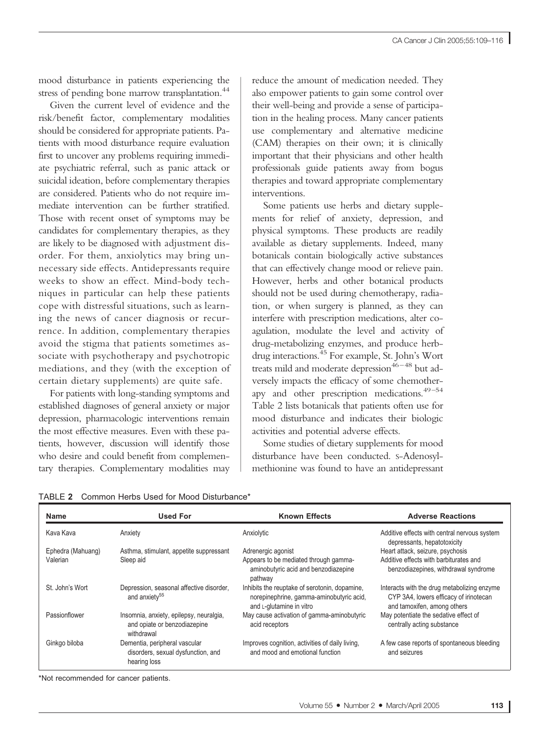mood disturbance in patients experiencing the stress of pending bone marrow transplantation.[44]

Given the current level of evidence and the risk/benefit factor, complementary modalities should be considered for appropriate patients. Patients with mood disturbance require evaluation first to uncover any problems requiring immediate psychiatric referral, such as panic attack or suicidal ideation, before complementary therapies are considered. Patients who do not require immediate intervention can be further stratified. Those with recent onset of symptoms may be candidates for complementary therapies, as they are likely to be diagnosed with adjustment disorder. For them, anxiolytics may bring unnecessary side effects. Antidepressants require weeks to show an effect. Mind-body techniques in particular can help these patients cope with distressful situations, such as learning the news of cancer diagnosis or recurrence. In addition, complementary therapies avoid the stigma that patients sometimes associate with psychotherapy and psychotropic mediations, and they (with the exception of certain dietary supplements) are quite safe.

For patients with long-standing symptoms and established diagnoses of general anxiety or major depression, pharmacologic interventions remain the most effective measures. Even with these patients, however, discussion will identify those who desire and could benefit from complementary therapies. Complementary modalities may reduce the amount of medication needed. They also empower patients to gain some control over their well-being and provide a sense of participation in the healing process. Many cancer patients use complementary and alternative medicine (CAM) therapies on their own; it is clinically important that their physicians and other health professionals guide patients away from bogus therapies and toward appropriate complementary interventions.

Some patients use herbs and dietary supplements for relief of anxiety, depression, and physical symptoms. These products are readily available as dietary supplements. Indeed, many botanicals contain biologically active substances that can effectively change mood or relieve pain. However, herbs and other botanical products should not be used during chemotherapy, radiation, or when surgery is planned, as they can interfere with prescription medications, alter coagulation, modulate the level and activity of drug-metabolizing enzymes, and produce herb-drug interactions.[45] For example, St. John's Wort treats mild and moderate depression[46–48] but adversely impacts the efficacy of some chemotherapy and other prescription medications.[49–54] Table 2 lists botanicals that patients often use for mood disturbance and indicates their biologic activities and potential adverse effects.

Some studies of dietary supplements for mood disturbance have been conducted. S-Adenosylmethionine was found to have an antidepressant

TABLE 2 Common Herbs Used for Mood Disturbance*

| Name | Used For | Known Effects | Adverse Reactions |
|---|---|---|---|
| Kava Kava | Anxiety | Anxiolytic | Additive effects with central nervous system depressants, hepatotoxicity |
| Ephedra (Mahuang) | Asthma, stimulant, appetite suppressant | Adrenergic agonist | Heart attack, seizure, psychosis |
| Valerian | Sleep aid | Appears to be mediated through gamma-aminobutyric acid and benzodiazepine pathway | Additive effects with barbiturates and benzodiazepines, withdrawal syndrome |
| St. John's Wort | Depression, seasonal affective disorder, and anxiety[55] | Inhibits the reuptake of serotonin, dopamine, norepinephrine, gamma-aminobutyric acid, and L-glutamine in vitro | Interacts with the drug metabolizing enzyme CYP 3A4, lowers efficacy of irinotecan and tamoxifen, among others |
| Passionflower | Insomnia, anxiety, epilepsy, neuralgia, and opiate or benzodiazepine withdrawal | May cause activation of gamma-aminobutyric acid receptors | May potentiate the sedative effect of centrally acting substance |
| Ginkgo biloba | Dementia, peripheral vascular disorders, sexual dysfunction, and hearing loss | Improves cognition, activities of daily living, and mood and emotional function | A few case reports of spontaneous bleeding and seizures |

*Not recommended for cancer patients.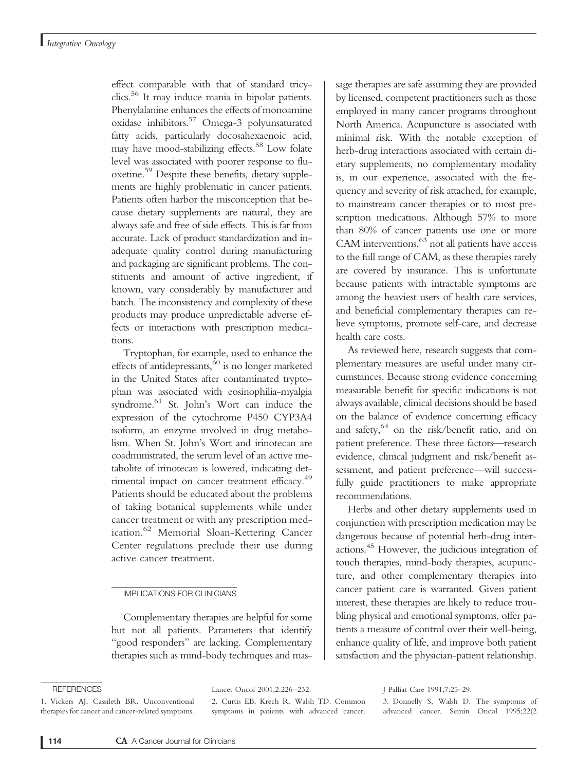effect comparable with that of standard tricyclics.[56] It may induce mania in bipolar patients. Phenylalanine enhances the effects of monoamine oxidase inhibitors.[57] Omega-3 polyunsaturated fatty acids, particularly docosahexaenoic acid, may have mood-stabilizing effects.[58] Low folate level was associated with poorer response to fluoxetine.[59] Despite these benefits, dietary supplements are highly problematic in cancer patients. Patients often harbor the misconception that because dietary supplements are natural, they are always safe and free of side effects. This is far from accurate. Lack of product standardization and inadequate quality control during manufacturing and packaging are significant problems. The constituents and amount of active ingredient, if known, vary considerably by manufacturer and batch. The inconsistency and complexity of these products may produce unpredictable adverse effects or interactions with prescription medications.

Tryptophan, for example, used to enhance the effects of antidepressants,[60] is no longer marketed in the United States after contaminated tryptophan was associated with eosinophilia-myalgia syndrome.[61] St. John's Wort can induce the expression of the cytochrome P450 CYP3A4 isoform, an enzyme involved in drug metabolism. When St. John's Wort and irinotecan are coadministrated, the serum level of an active metabolite of irinotecan is lowered, indicating detrimental impact on cancer treatment efficacy.[49] Patients should be educated about the problems of taking botanical supplements while under cancer treatment or with any prescription medication.[62] Memorial Sloan-Kettering Cancer Center regulations preclude their use during active cancer treatment.

## IMPLICATIONS FOR CLINICIANS

Complementary therapies are helpful for some but not all patients. Parameters that identify "good responders" are lacking. Complementary therapies such as mind-body techniques and massage therapies are safe assuming they are provided by licensed, competent practitioners such as those employed in many cancer programs throughout North America. Acupuncture is associated with minimal risk. With the notable exception of herb-drug interactions associated with certain dietary supplements, no complementary modality is, in our experience, associated with the frequency and severity of risk attached, for example, to mainstream cancer therapies or to most prescription medications. Although 57% to more than 80% of cancer patients use one or more CAM interventions,[63] not all patients have access to the full range of CAM, as these therapies rarely are covered by insurance. This is unfortunate because patients with intractable symptoms are among the heaviest users of health care services, and beneficial complementary therapies can relieve symptoms, promote self-care, and decrease health care costs.

As reviewed here, research suggests that complementary measures are useful under many circumstances. Because strong evidence concerning measurable benefit for specific indications is not always available, clinical decisions should be based on the balance of evidence concerning efficacy and safety,[64] on the risk/benefit ratio, and on patient preference. These three factors—research evidence, clinical judgment and risk/benefit assessment, and patient preference—will successfully guide practitioners to make appropriate recommendations.

Herbs and other dietary supplements used in conjunction with prescription medication may be dangerous because of potential herb-drug interactions.[45] However, the judicious integration of touch therapies, mind-body therapies, acupuncture, and other complementary therapies into cancer patient care is warranted. Given patient interest, these therapies are likely to reduce troubling physical and emotional symptoms, offer patients a measure of control over their well-being, enhance quality of life, and improve both patient satisfaction and the physician-patient relationship.

## REFERENCES

1. Vickers AJ, Cassileth BR. Unconventional therapies for cancer and cancer-related symptoms. Lancet Oncol 2001;2:226–232.

2. Curtis EB, Krech R, Walsh TD. Common symptoms in patients with advanced cancer. J Palliat Care 1991;7:25–29.

3. Donnelly S, Walsh D. The symptoms of advanced cancer. Semin Oncol 1995;22(2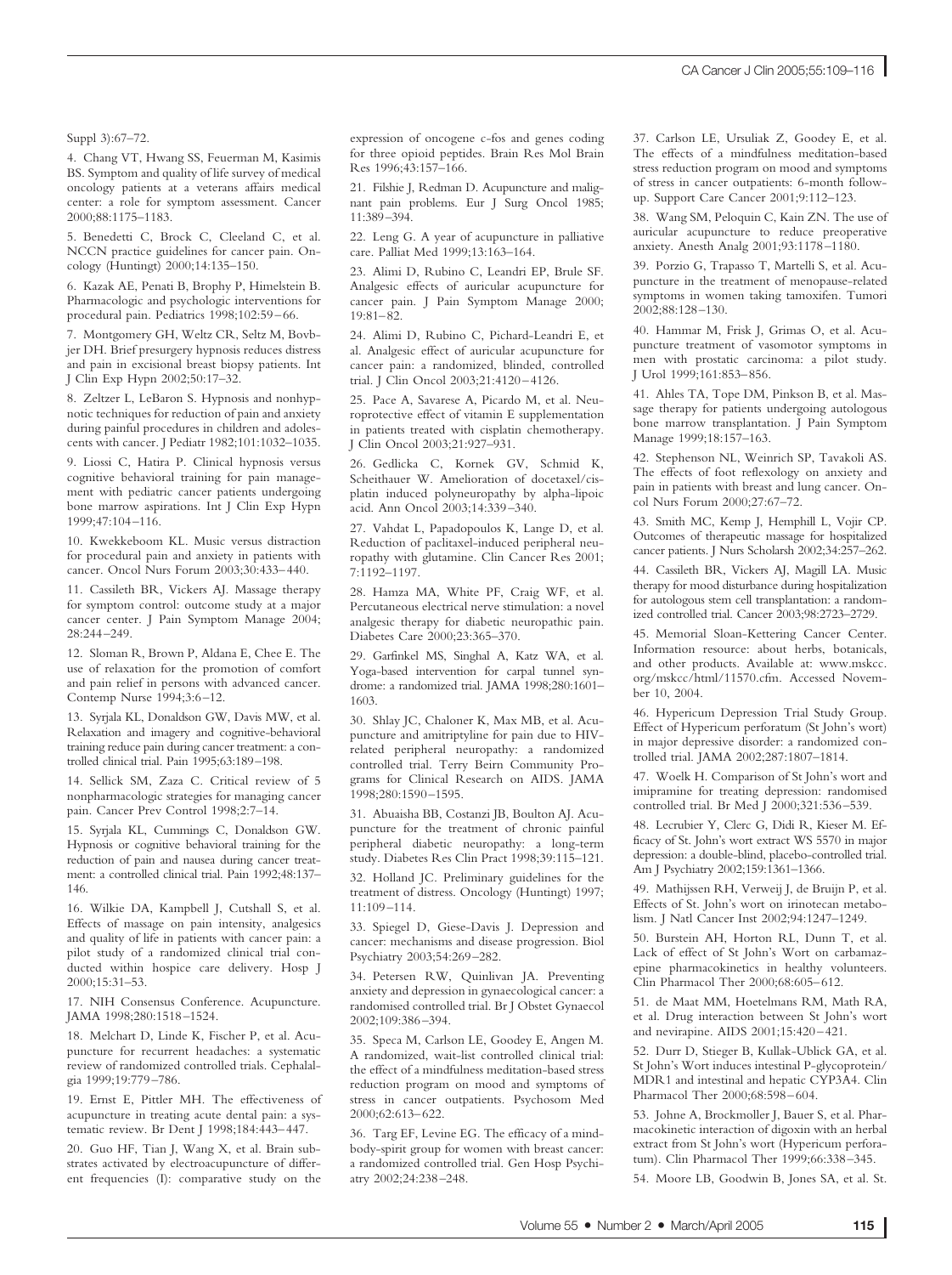Suppl 3):67–72.

4. Chang VT, Hwang SS, Feuerman M, Kasimis BS. Symptom and quality of life survey of medical oncology patients at a veterans affairs medical center: a role for symptom assessment. Cancer 2000;88:1175–1183.

5. Benedetti C, Brock C, Cleeland C, et al. NCCN practice guidelines for cancer pain. Oncology (Huntingt) 2000;14:135–150.

6. Kazak AE, Penati B, Brophy P, Himelstein B. Pharmacologic and psychologic interventions for procedural pain. Pediatrics 1998;102:59–66.

7. Montgomery GH, Weltz CR, Seltz M, Bovbjer DH. Brief presurgery hypnosis reduces distress and pain in excisional breast biopsy patients. Int J Clin Exp Hypn 2002;50:17–32.

8. Zeltzer L, LeBaron S. Hypnosis and nonhypnotic techniques for reduction of pain and anxiety during painful procedures in children and adolescents with cancer. J Pediatr 1982;101:1032–1035.

9. Liossi C, Hatira P. Clinical hypnosis versus cognitive behavioral training for pain management with pediatric cancer patients undergoing bone marrow aspirations. Int J Clin Exp Hypn 1999;47:104–116.

10. Kwekkeboom KL. Music versus distraction for procedural pain and anxiety in patients with cancer. Oncol Nurs Forum 2003;30:433–440.

11. Cassileth BR, Vickers AJ. Massage therapy for symptom control: outcome study at a major cancer center. J Pain Symptom Manage 2004; 28:244–249.

12. Sloman R, Brown P, Aldana E, Chee E. The use of relaxation for the promotion of comfort and pain relief in persons with advanced cancer. Contemp Nurse 1994;3:6–12.

13. Syrjala KL, Donaldson GW, Davis MW, et al. Relaxation and imagery and cognitive-behavioral training reduce pain during cancer treatment: a controlled clinical trial. Pain 1995;63:189–198.

14. Sellick SM, Zaza C. Critical review of 5 nonpharmacologic strategies for managing cancer pain. Cancer Prev Control 1998;2:7–14.

15. Syrjala KL, Cummings C, Donaldson GW. Hypnosis or cognitive behavioral training for the reduction of pain and nausea during cancer treatment: a controlled clinical trial. Pain 1992;48:137–146.

16. Wilkie DA, Kampbell J, Cutshall S, et al. Effects of massage on pain intensity, analgesics and quality of life in patients with cancer pain: a pilot study of a randomized clinical trial conducted within hospice care delivery. Hosp J 2000;15:31–53.

17. NIH Consensus Conference. Acupuncture. JAMA 1998;280:1518–1524.

18. Melchart D, Linde K, Fischer P, et al. Acupuncture for recurrent headaches: a systematic review of randomized controlled trials. Cephalalgia 1999;19:779–786.

19. Ernst E, Pittler MH. The effectiveness of acupuncture in treating acute dental pain: a systematic review. Br Dent J 1998;184:443–447.

20. Guo HF, Tian J, Wang X, et al. Brain substrates activated by electroacupuncture of different frequencies (I): comparative study on the expression of oncogene c-fos and genes coding for three opioid peptides. Brain Res Mol Brain Res 1996;43:157–166.

21. Filshie J, Redman D. Acupuncture and malignant pain problems. Eur J Surg Oncol 1985; 11:389–394.

22. Leng G. A year of acupuncture in palliative care. Palliat Med 1999;13:163–164.

23. Alimi D, Rubino C, Leandri EP, Brule SF. Analgesic effects of auricular acupuncture for cancer pain. J Pain Symptom Manage 2000; 19:81–82.

24. Alimi D, Rubino C, Pichard-Leandri E, et al. Analgesic effect of auricular acupuncture for cancer pain: a randomized, blinded, controlled trial. J Clin Oncol 2003;21:4120–4126.

25. Pace A, Savarese A, Picardo M, et al. Neuroprotective effect of vitamin E supplementation in patients treated with cisplatin chemotherapy. J Clin Oncol 2003;21:927–931.

26. Gedlicka C, Kornek GV, Schmid K, Scheithauer W. Amelioration of docetaxel/cisplatin induced polyneuropathy by alpha-lipoic acid. Ann Oncol 2003;14:339–340.

27. Vahdat L, Papadopoulos K, Lange D, et al. Reduction of paclitaxel-induced peripheral neuropathy with glutamine. Clin Cancer Res 2001; 7:1192–1197.

28. Hamza MA, White PF, Craig WF, et al. Percutaneous electrical nerve stimulation: a novel analgesic therapy for diabetic neuropathic pain. Diabetes Care 2000;23:365–370.

29. Garfinkel MS, Singhal A, Katz WA, et al. Yoga-based intervention for carpal tunnel syndrome: a randomized trial. JAMA 1998;280:1601–1603.

30. Shlay JC, Chaloner K, Max MB, et al. Acupuncture and amitriptyline for pain due to HIV-related peripheral neuropathy: a randomized controlled trial. Terry Beirn Community Programs for Clinical Research on AIDS. JAMA 1998;280:1590–1595.

31. Abuaisha BB, Costanzi JB, Boulton AJ. Acupuncture for the treatment of chronic painful peripheral diabetic neuropathy: a long-term study. Diabetes Res Clin Pract 1998;39:115–121.

32. Holland JC. Preliminary guidelines for the treatment of distress. Oncology (Huntingt) 1997; 11:109–114.

33. Spiegel D, Giese-Davis J. Depression and cancer: mechanisms and disease progression. Biol Psychiatry 2003;54:269–282.

34. Petersen RW, Quinlivan JA. Preventing anxiety and depression in gynaecological cancer: a randomised controlled trial. Br J Obstet Gynaecol 2002;109:386–394.

35. Speca M, Carlson LE, Goodey E, Angen M. A randomized, wait-list controlled clinical trial: the effect of a mindfulness meditation-based stress reduction program on mood and symptoms of stress in cancer outpatients. Psychosom Med 2000;62:613–622.

36. Targ EF, Levine EG. The efficacy of a mind-body-spirit group for women with breast cancer: a randomized controlled trial. Gen Hosp Psychiatry 2002;24:238–248.

37. Carlson LE, Ursuliak Z, Goodey E, et al. The effects of a mindfulness meditation-based stress reduction program on mood and symptoms of stress in cancer outpatients: 6-month follow-up. Support Care Cancer 2001;9:112–123.

38. Wang SM, Peloquin C, Kain ZN. The use of auricular acupuncture to reduce preoperative anxiety. Anesth Analg 2001;93:1178–1180.

39. Porzio G, Trapasso T, Martelli S, et al. Acupuncture in the treatment of menopause-related symptoms in women taking tamoxifen. Tumori 2002;88:128–130.

40. Hammar M, Frisk J, Grimas O, et al. Acupuncture treatment of vasomotor symptoms in men with prostatic carcinoma: a pilot study. J Urol 1999;161:853–856.

41. Ahles TA, Tope DM, Pinkson B, et al. Massage therapy for patients undergoing autologous bone marrow transplantation. J Pain Symptom Manage 1999;18:157–163.

42. Stephenson NL, Weinrich SP, Tavakoli AS. The effects of foot reflexology on anxiety and pain in patients with breast and lung cancer. Oncol Nurs Forum 2000;27:67–72.

43. Smith MC, Kemp J, Hemphill L, Vojir CP. Outcomes of therapeutic massage for hospitalized cancer patients. J Nurs Scholarsh 2002;34:257–262.

44. Cassileth BR, Vickers AJ, Magill LA. Music therapy for mood disturbance during hospitalization for autologous stem cell transplantation: a randomized controlled trial. Cancer 2003;98:2723–2729.

45. Memorial Sloan-Kettering Cancer Center. Information resource: about herbs, botanicals, and other products. Available at: www.mskcc.org/mskcc/html/11570.cfm. Accessed November 10, 2004.

46. Hypericum Depression Trial Study Group. Effect of Hypericum perforatum (St John's wort) in major depressive disorder: a randomized controlled trial. JAMA 2002;287:1807–1814.

47. Woelk H. Comparison of St John's wort and imipramine for treating depression: randomised controlled trial. Br Med J 2000;321:536–539.

48. Lecrubier Y, Clerc G, Didi R, Kieser M. Efficacy of St. John's wort extract WS 5570 in major depression: a double-blind, placebo-controlled trial. Am J Psychiatry 2002;159:1361–1366.

49. Mathijssen RH, Verweij J, de Bruijn P, et al. Effects of St. John's wort on irinotecan metabolism. J Natl Cancer Inst 2002;94:1247–1249.

50. Burstein AH, Horton RL, Dunn T, et al. Lack of effect of St John's Wort on carbamazepine pharmacokinetics in healthy volunteers. Clin Pharmacol Ther 2000;68:605–612.

51. de Maat MM, Hoetelmans RM, Math RA, et al. Drug interaction between St John's wort and nevirapine. AIDS 2001;15:420–421.

52. Durr D, Stieger B, Kullak-Ublick GA, et al. St John's Wort induces intestinal P-glycoprotein/MDR1 and intestinal and hepatic CYP3A4. Clin Pharmacol Ther 2000;68:598–604.

53. Johne A, Brockmoller J, Bauer S, et al. Pharmacokinetic interaction of digoxin with an herbal extract from St John's wort (Hypericum perforatum). Clin Pharmacol Ther 1999;66:338–345.

54. Moore LB, Goodwin B, Jones SA, et al. St.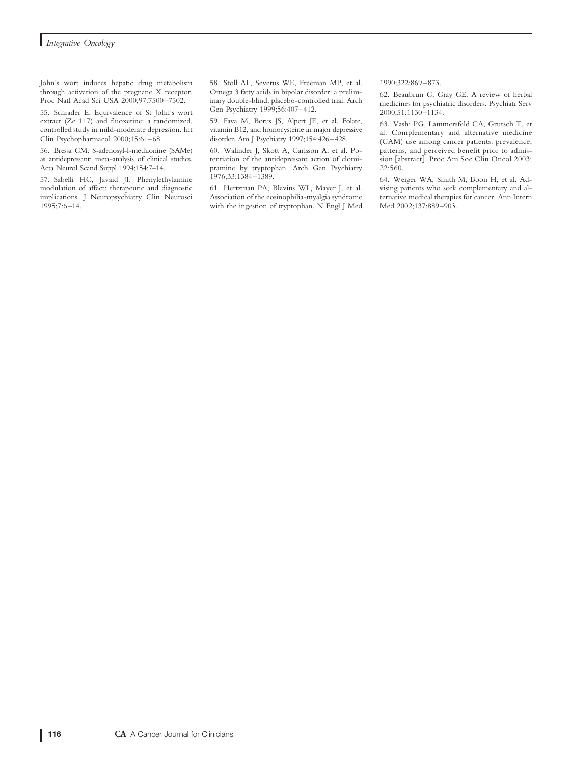John's wort induces hepatic drug metabolism through activation of the pregnane X receptor. Proc Natl Acad Sci USA 2000;97:7500–7502.

55. Schrader E. Equivalence of St John's wort extract (Ze 117) and fluoxetine: a randomized, controlled study in mild-moderate depression. Int Clin Psychopharmacol 2000;15:61–68.

56. Bressa GM. S-adenosyl-l-methionine (SAMe) as antidepressant: meta-analysis of clinical studies. Acta Neurol Scand Suppl 1994;154:7–14.

57. Sabelli HC, Javaid JI. Phenylethylamine modulation of affect: therapeutic and diagnostic implications. J Neuropsychiatry Clin Neurosci 1995;7:6–14.

58. Stoll AL, Severus WE, Freeman MP, et al. Omega 3 fatty acids in bipolar disorder: a preliminary double-blind, placebo-controlled trial. Arch Gen Psychiatry 1999;56:407–412.

59. Fava M, Borus JS, Alpert JE, et al. Folate, vitamin B12, and homocysteine in major depressive disorder. Am J Psychiatry 1997;154:426–428.

60. Walinder J, Skott A, Carlsson A, et al. Potentiation of the antidepressant action of clomipramine by tryptophan. Arch Gen Psychiatry 1976;33:1384–1389.

61. Hertzman PA, Blevins WL, Mayer J, et al. Association of the eosinophilia-myalgia syndrome with the ingestion of tryptophan. N Engl J Med 1990;322:869–873.

62. Beaubrun G, Gray GE. A review of herbal medicines for psychiatric disorders. Psychiatr Serv 2000;51:1130–1134.

63. Vashi PG, Lammersfeld CA, Grutsch T, et al. Complementary and alternative medicine (CAM) use among cancer patients: prevalence, patterns, and perceived benefit prior to admission [abstract]. Proc Am Soc Clin Oncol 2003; 22:560.

64. Weiger WA, Smith M, Boon H, et al. Advising patients who seek complementary and alternative medical therapies for cancer. Ann Intern Med 2002;137:889–903.